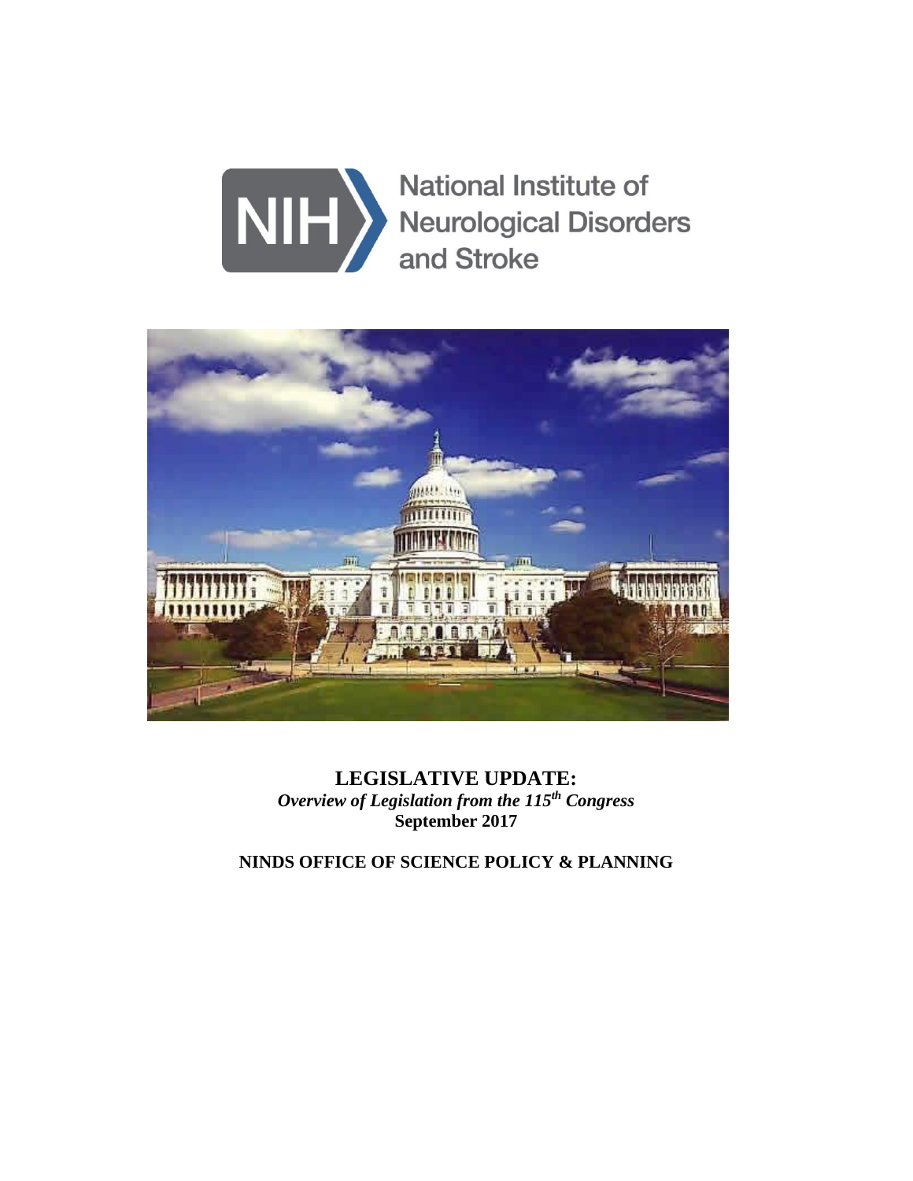National Institute of Neurological Disorders and Stroke

# LEGISLATIVE UPDATE:

***Overview of Legislation from the 115th Congress***

**September 2017**

**NINDS OFFICE OF SCIENCE POLICY & PLANNING**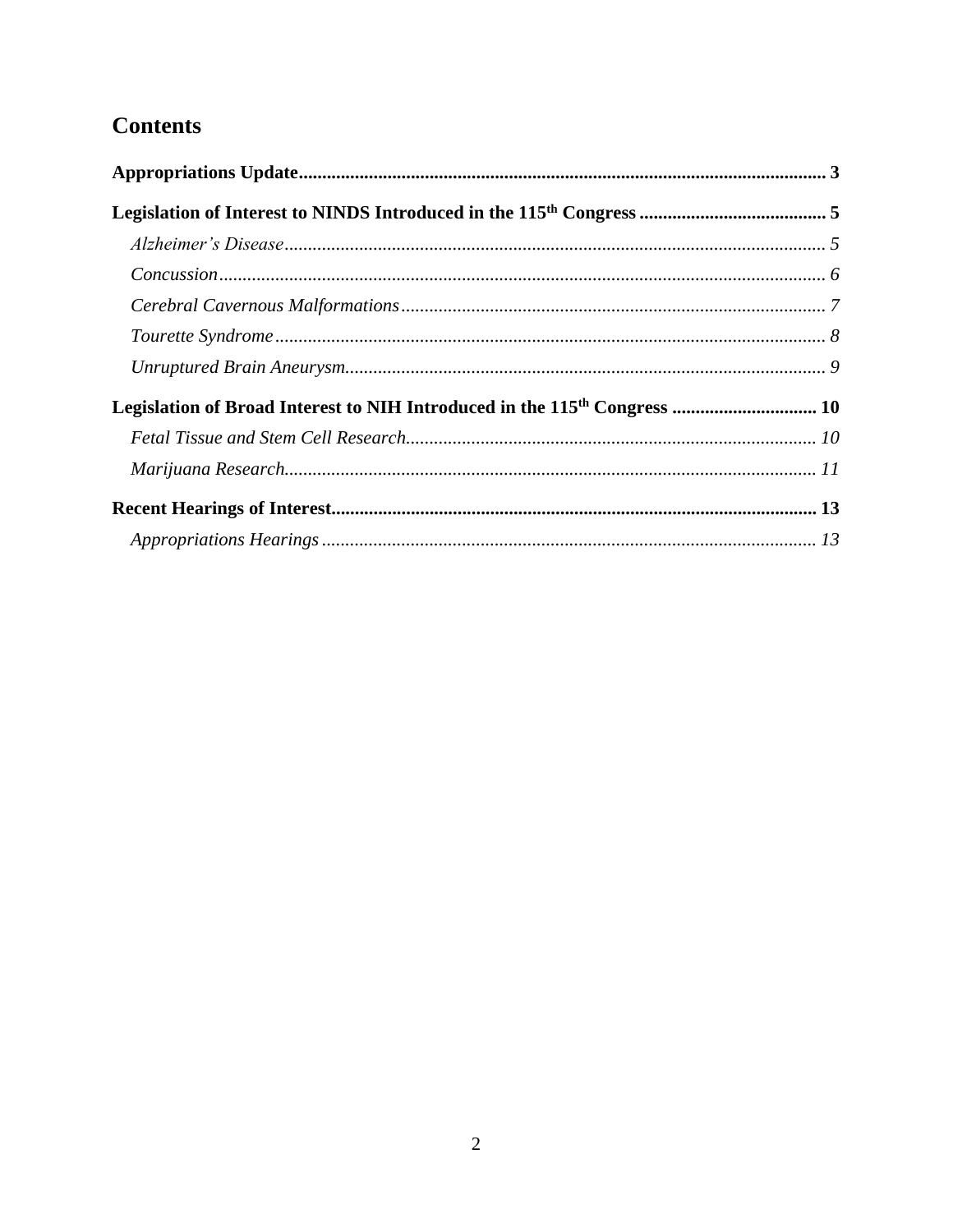# Contents

**Appropriations Update** ........................................ 3

**Legislation of Interest to NINDS Introduced in the 115th Congress** ........................................ 5

- *Alzheimer's Disease* ........................................ 5
- *Concussion* ........................................ 6
- *Cerebral Cavernous Malformations* ........................................ 7
- *Tourette Syndrome* ........................................ 8
- *Unruptured Brain Aneurysm* ........................................ 9

**Legislation of Broad Interest to NIH Introduced in the 115th Congress** ........................................ 10

- *Fetal Tissue and Stem Cell Research* ........................................ 10
- *Marijuana Research* ........................................ 11

**Recent Hearings of Interest** ........................................ 13

- *Appropriations Hearings* ........................................ 13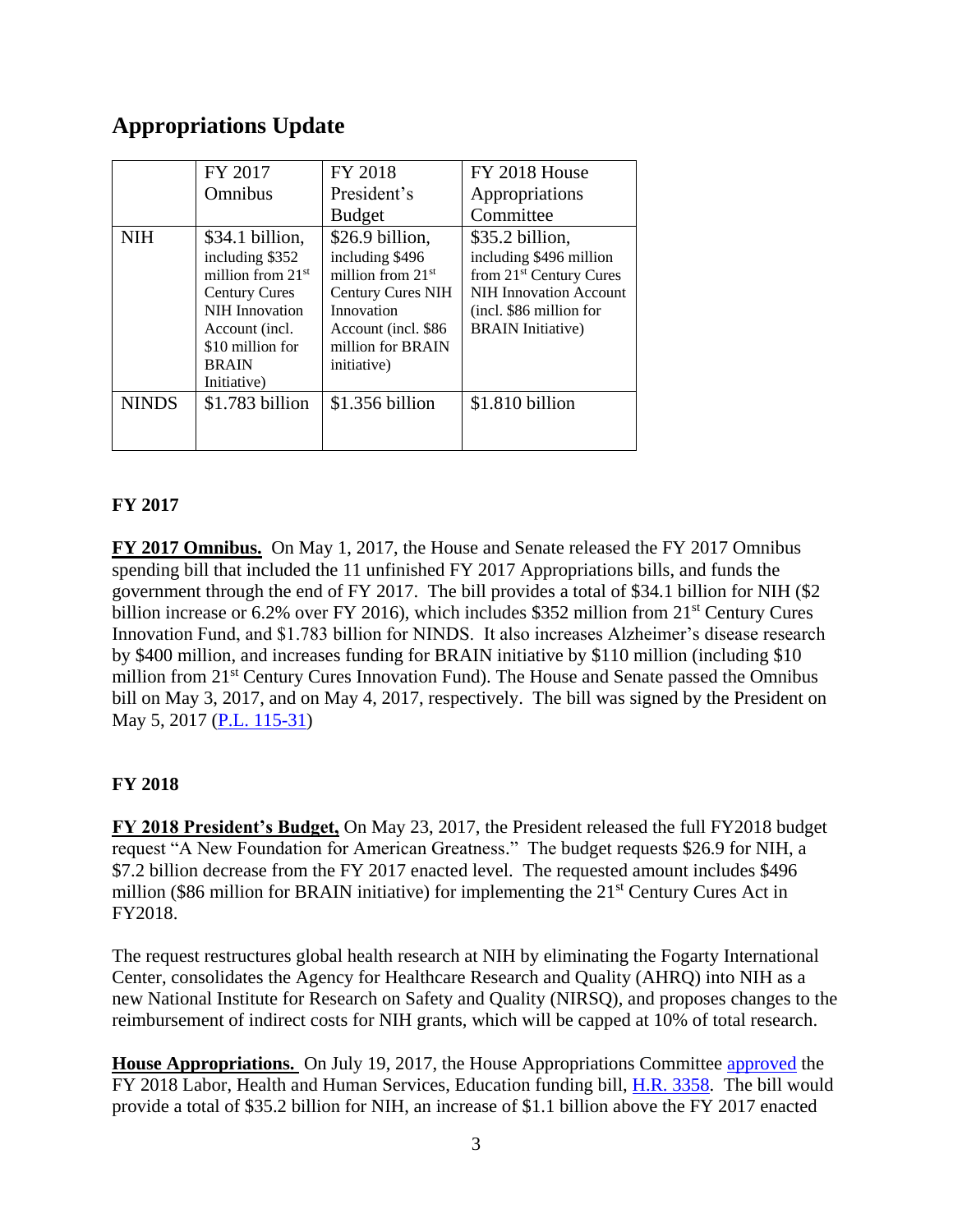## Appropriations Update

| | FY 2017 Omnibus | FY 2018 President's Budget | FY 2018 House Appropriations Committee |
|---|---|---|---|
| NIH | $34.1 billion, including $352 million from 21st Century Cures NIH Innovation Account (incl. $10 million for BRAIN Initiative) | $26.9 billion, including $496 million from 21st Century Cures NIH Innovation Account (incl. $86 million for BRAIN initiative) | $35.2 billion, including $496 million from 21st Century Cures NIH Innovation Account (incl. $86 million for BRAIN Initiative) |
| NINDS | $1.783 billion | $1.356 billion | $1.810 billion |

### FY 2017

**FY 2017 Omnibus.** On May 1, 2017, the House and Senate released the FY 2017 Omnibus spending bill that included the 11 unfinished FY 2017 Appropriations bills, and funds the government through the end of FY 2017. The bill provides a total of $34.1 billion for NIH ($2 billion increase or 6.2% over FY 2016), which includes $352 million from 21st Century Cures Innovation Fund, and $1.783 billion for NINDS. It also increases Alzheimer's disease research by $400 million, and increases funding for BRAIN initiative by $110 million (including $10 million from 21st Century Cures Innovation Fund). The House and Senate passed the Omnibus bill on May 3, 2017, and on May 4, 2017, respectively. The bill was signed by the President on May 5, 2017 (P.L. 115-31)

### FY 2018

**FY 2018 President's Budget,** On May 23, 2017, the President released the full FY2018 budget request "A New Foundation for American Greatness." The budget requests $26.9 for NIH, a $7.2 billion decrease from the FY 2017 enacted level. The requested amount includes $496 million ($86 million for BRAIN initiative) for implementing the 21st Century Cures Act in FY2018.

The request restructures global health research at NIH by eliminating the Fogarty International Center, consolidates the Agency for Healthcare Research and Quality (AHRQ) into NIH as a new National Institute for Research on Safety and Quality (NIRSQ), and proposes changes to the reimbursement of indirect costs for NIH grants, which will be capped at 10% of total research.

**House Appropriations.** On July 19, 2017, the House Appropriations Committee approved the FY 2018 Labor, Health and Human Services, Education funding bill, H.R. 3358. The bill would provide a total of $35.2 billion for NIH, an increase of $1.1 billion above the FY 2017 enacted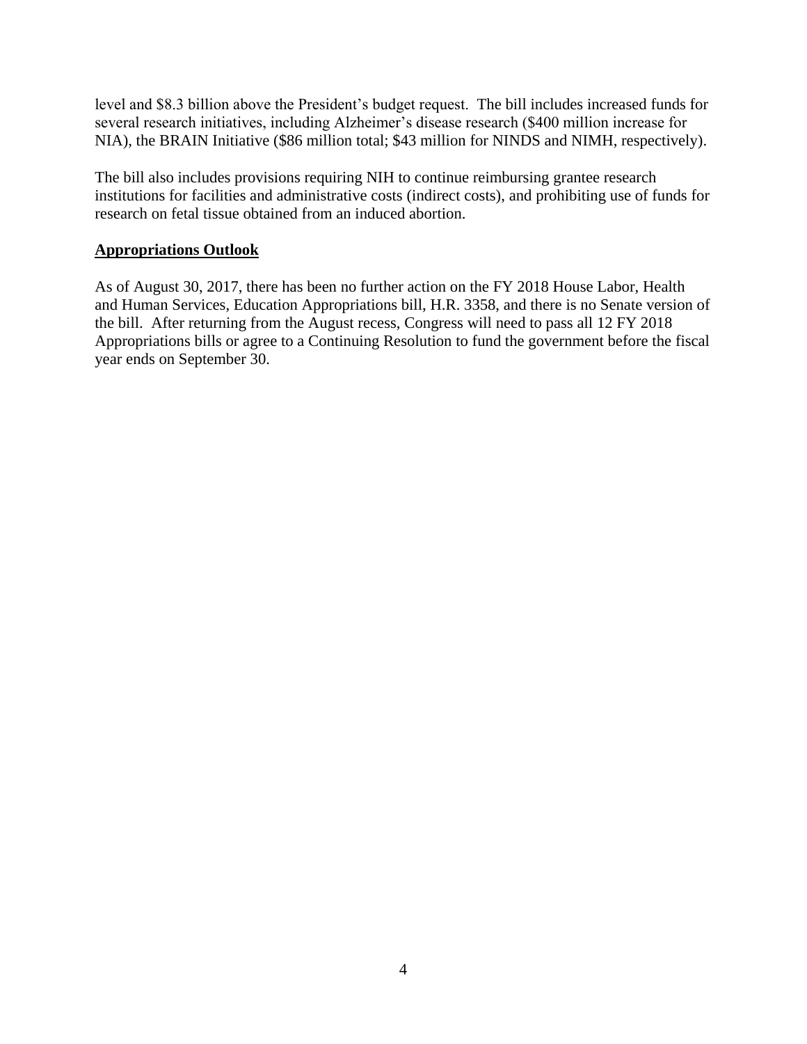level and $8.3 billion above the President's budget request. The bill includes increased funds for several research initiatives, including Alzheimer's disease research ($400 million increase for NIA), the BRAIN Initiative ($86 million total; $43 million for NINDS and NIMH, respectively).

The bill also includes provisions requiring NIH to continue reimbursing grantee research institutions for facilities and administrative costs (indirect costs), and prohibiting use of funds for research on fetal tissue obtained from an induced abortion.

**Appropriations Outlook**

As of August 30, 2017, there has been no further action on the FY 2018 House Labor, Health and Human Services, Education Appropriations bill, H.R. 3358, and there is no Senate version of the bill. After returning from the August recess, Congress will need to pass all 12 FY 2018 Appropriations bills or agree to a Continuing Resolution to fund the government before the fiscal year ends on September 30.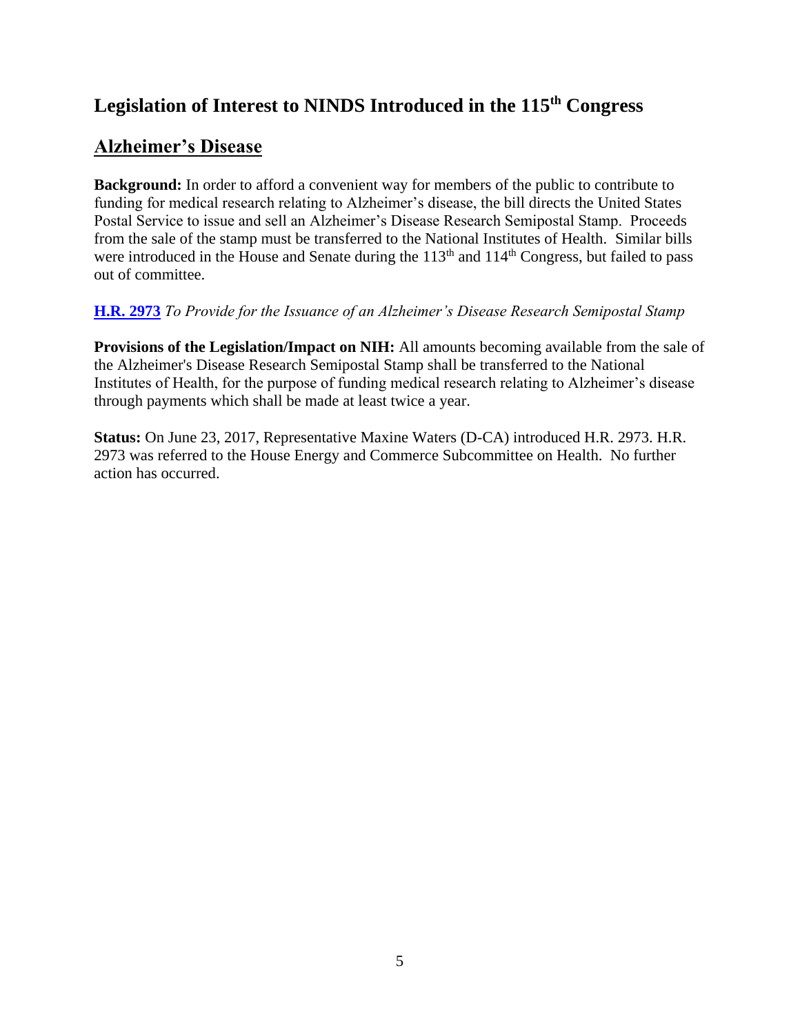# Legislation of Interest to NINDS Introduced in the 115th Congress

## Alzheimer's Disease

**Background:** In order to afford a convenient way for members of the public to contribute to funding for medical research relating to Alzheimer's disease, the bill directs the United States Postal Service to issue and sell an Alzheimer's Disease Research Semipostal Stamp. Proceeds from the sale of the stamp must be transferred to the National Institutes of Health. Similar bills were introduced in the House and Senate during the 113th and 114th Congress, but failed to pass out of committee.

**H.R. 2973** *To Provide for the Issuance of an Alzheimer's Disease Research Semipostal Stamp*

**Provisions of the Legislation/Impact on NIH:** All amounts becoming available from the sale of the Alzheimer's Disease Research Semipostal Stamp shall be transferred to the National Institutes of Health, for the purpose of funding medical research relating to Alzheimer's disease through payments which shall be made at least twice a year.

**Status:** On June 23, 2017, Representative Maxine Waters (D-CA) introduced H.R. 2973. H.R. 2973 was referred to the House Energy and Commerce Subcommittee on Health. No further action has occurred.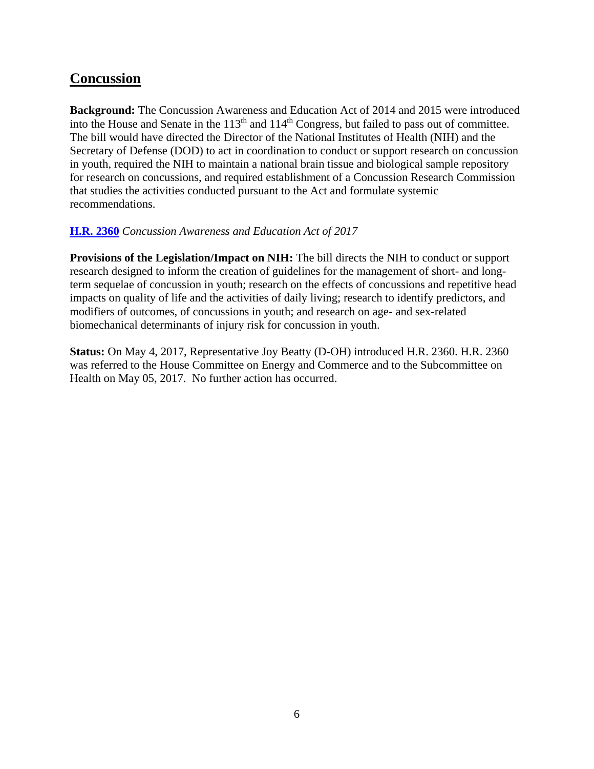## Concussion

**Background:** The Concussion Awareness and Education Act of 2014 and 2015 were introduced into the House and Senate in the 113[th] and 114[th] Congress, but failed to pass out of committee. The bill would have directed the Director of the National Institutes of Health (NIH) and the Secretary of Defense (DOD) to act in coordination to conduct or support research on concussion in youth, required the NIH to maintain a national brain tissue and biological sample repository for research on concussions, and required establishment of a Concussion Research Commission that studies the activities conducted pursuant to the Act and formulate systemic recommendations.

**H.R. 2360** *Concussion Awareness and Education Act of 2017*

**Provisions of the Legislation/Impact on NIH:** The bill directs the NIH to conduct or support research designed to inform the creation of guidelines for the management of short- and long-term sequelae of concussion in youth; research on the effects of concussions and repetitive head impacts on quality of life and the activities of daily living; research to identify predictors, and modifiers of outcomes, of concussions in youth; and research on age- and sex-related biomechanical determinants of injury risk for concussion in youth.

**Status:** On May 4, 2017, Representative Joy Beatty (D-OH) introduced H.R. 2360. H.R. 2360 was referred to the House Committee on Energy and Commerce and to the Subcommittee on Health on May 05, 2017. No further action has occurred.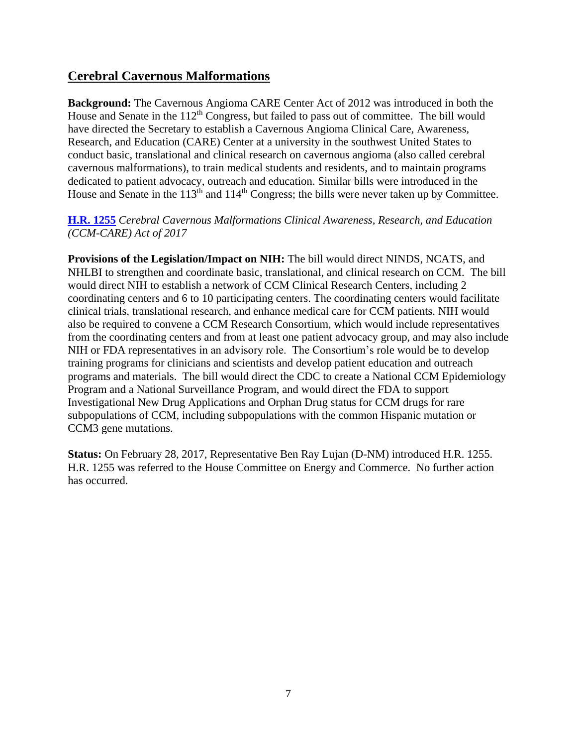## Cerebral Cavernous Malformations

**Background:** The Cavernous Angioma CARE Center Act of 2012 was introduced in both the House and Senate in the 112th Congress, but failed to pass out of committee. The bill would have directed the Secretary to establish a Cavernous Angioma Clinical Care, Awareness, Research, and Education (CARE) Center at a university in the southwest United States to conduct basic, translational and clinical research on cavernous angioma (also called cerebral cavernous malformations), to train medical students and residents, and to maintain programs dedicated to patient advocacy, outreach and education. Similar bills were introduced in the House and Senate in the 113th and 114th Congress; the bills were never taken up by Committee.

**H.R. 1255** *Cerebral Cavernous Malformations Clinical Awareness, Research, and Education (CCM-CARE) Act of 2017*

**Provisions of the Legislation/Impact on NIH:** The bill would direct NINDS, NCATS, and NHLBI to strengthen and coordinate basic, translational, and clinical research on CCM. The bill would direct NIH to establish a network of CCM Clinical Research Centers, including 2 coordinating centers and 6 to 10 participating centers. The coordinating centers would facilitate clinical trials, translational research, and enhance medical care for CCM patients. NIH would also be required to convene a CCM Research Consortium, which would include representatives from the coordinating centers and from at least one patient advocacy group, and may also include NIH or FDA representatives in an advisory role. The Consortium's role would be to develop training programs for clinicians and scientists and develop patient education and outreach programs and materials. The bill would direct the CDC to create a National CCM Epidemiology Program and a National Surveillance Program, and would direct the FDA to support Investigational New Drug Applications and Orphan Drug status for CCM drugs for rare subpopulations of CCM, including subpopulations with the common Hispanic mutation or CCM3 gene mutations.

**Status:** On February 28, 2017, Representative Ben Ray Lujan (D-NM) introduced H.R. 1255. H.R. 1255 was referred to the House Committee on Energy and Commerce. No further action has occurred.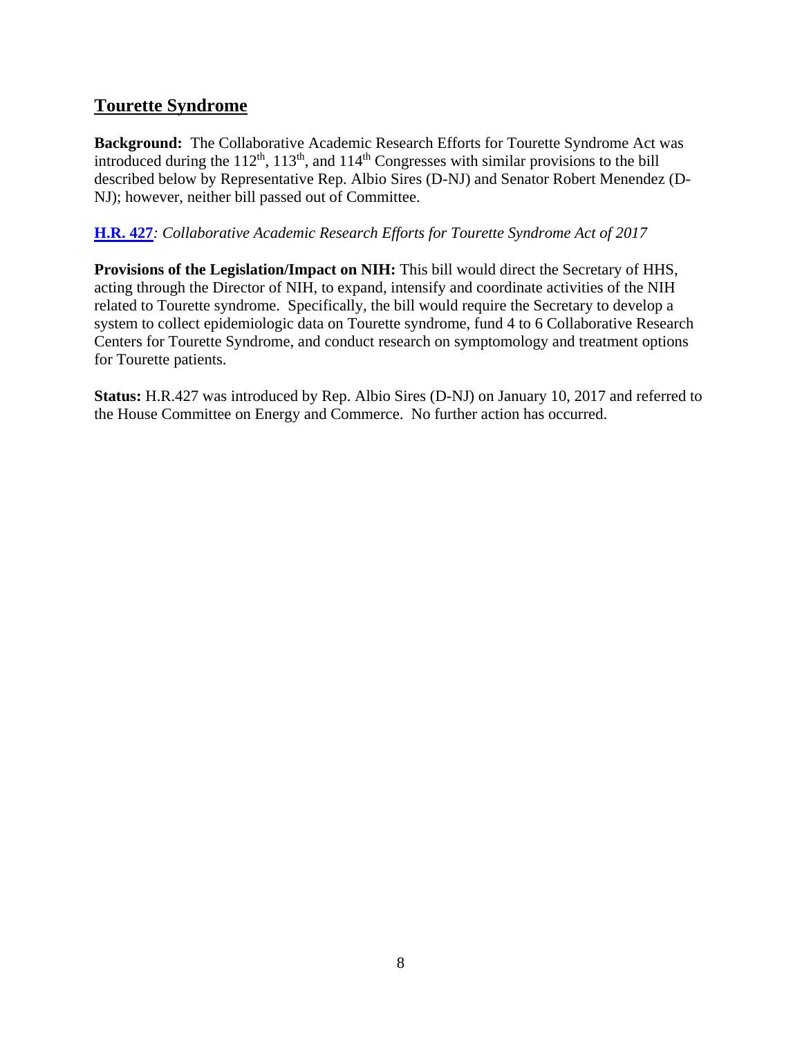## Tourette Syndrome

**Background:** The Collaborative Academic Research Efforts for Tourette Syndrome Act was introduced during the 112th, 113th, and 114th Congresses with similar provisions to the bill described below by Representative Rep. Albio Sires (D-NJ) and Senator Robert Menendez (D-NJ); however, neither bill passed out of Committee.

**H.R. 427***: Collaborative Academic Research Efforts for Tourette Syndrome Act of 2017*

**Provisions of the Legislation/Impact on NIH:** This bill would direct the Secretary of HHS, acting through the Director of NIH, to expand, intensify and coordinate activities of the NIH related to Tourette syndrome. Specifically, the bill would require the Secretary to develop a system to collect epidemiologic data on Tourette syndrome, fund 4 to 6 Collaborative Research Centers for Tourette Syndrome, and conduct research on symptomology and treatment options for Tourette patients.

**Status:** H.R.427 was introduced by Rep. Albio Sires (D-NJ) on January 10, 2017 and referred to the House Committee on Energy and Commerce. No further action has occurred.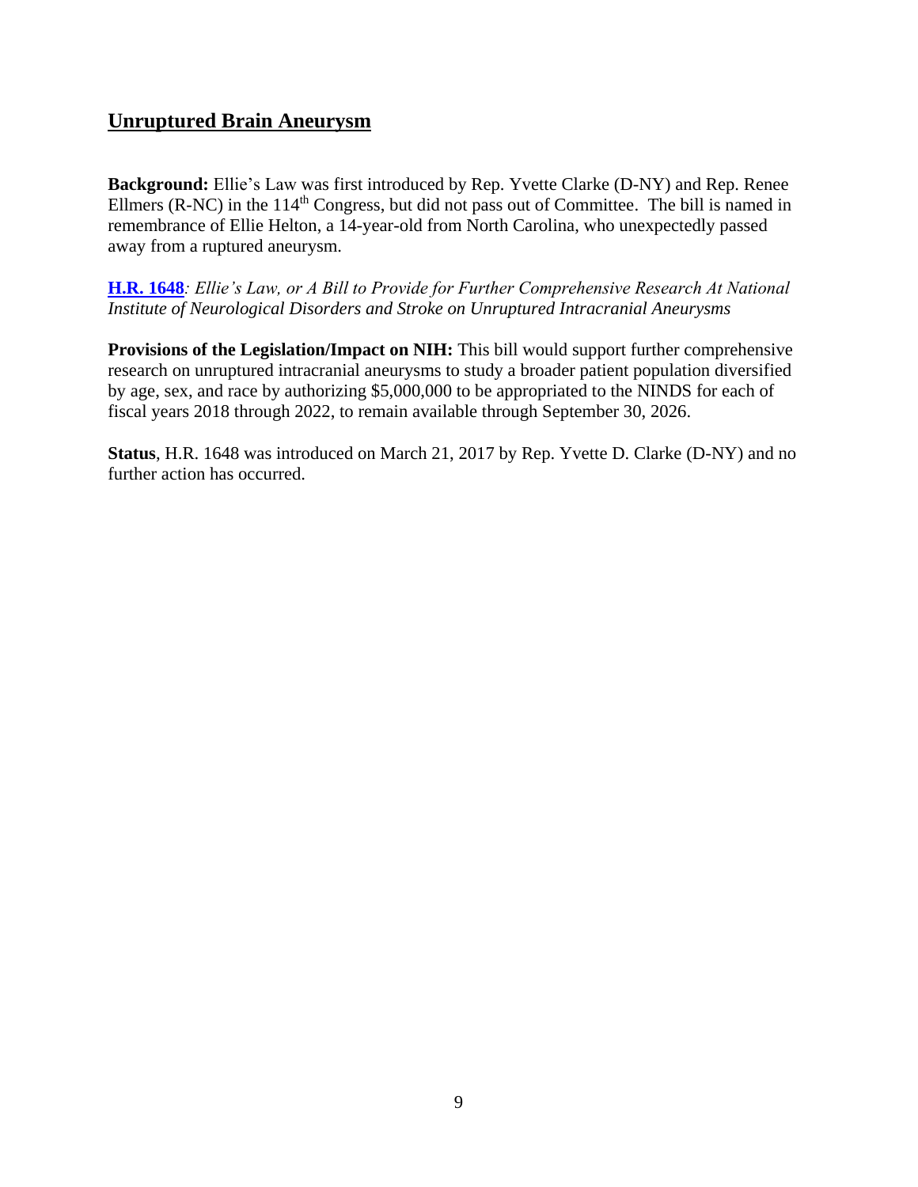## Unruptured Brain Aneurysm

**Background:** Ellie's Law was first introduced by Rep. Yvette Clarke (D-NY) and Rep. Renee Ellmers (R-NC) in the 114th Congress, but did not pass out of Committee. The bill is named in remembrance of Ellie Helton, a 14-year-old from North Carolina, who unexpectedly passed away from a ruptured aneurysm.

**H.R. 1648***: Ellie's Law, or A Bill to Provide for Further Comprehensive Research At National Institute of Neurological Disorders and Stroke on Unruptured Intracranial Aneurysms*

**Provisions of the Legislation/Impact on NIH:** This bill would support further comprehensive research on unruptured intracranial aneurysms to study a broader patient population diversified by age, sex, and race by authorizing $5,000,000 to be appropriated to the NINDS for each of fiscal years 2018 through 2022, to remain available through September 30, 2026.

**Status**, H.R. 1648 was introduced on March 21, 2017 by Rep. Yvette D. Clarke (D-NY) and no further action has occurred.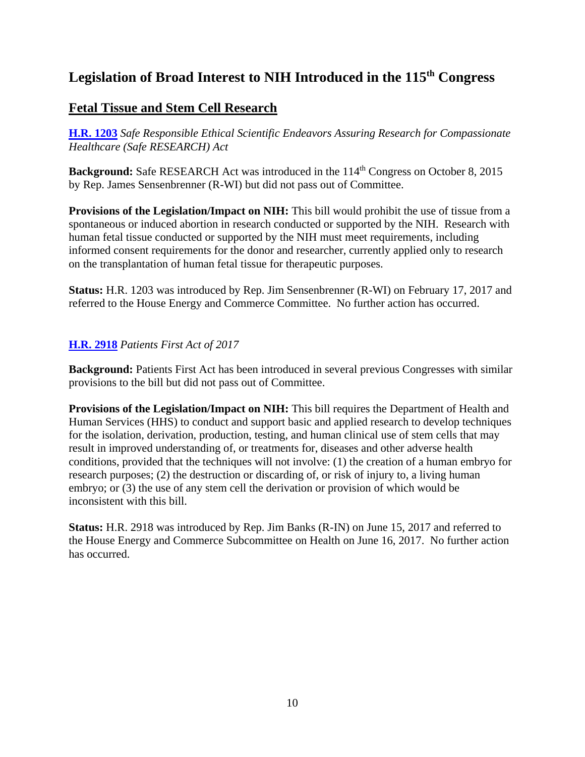# Legislation of Broad Interest to NIH Introduced in the 115th Congress

## Fetal Tissue and Stem Cell Research

**H.R. 1203** *Safe Responsible Ethical Scientific Endeavors Assuring Research for Compassionate Healthcare (Safe RESEARCH) Act*

**Background:** Safe RESEARCH Act was introduced in the 114th Congress on October 8, 2015 by Rep. James Sensenbrenner (R-WI) but did not pass out of Committee.

**Provisions of the Legislation/Impact on NIH:** This bill would prohibit the use of tissue from a spontaneous or induced abortion in research conducted or supported by the NIH. Research with human fetal tissue conducted or supported by the NIH must meet requirements, including informed consent requirements for the donor and researcher, currently applied only to research on the transplantation of human fetal tissue for therapeutic purposes.

**Status:** H.R. 1203 was introduced by Rep. Jim Sensenbrenner (R-WI) on February 17, 2017 and referred to the House Energy and Commerce Committee. No further action has occurred.

**H.R. 2918** *Patients First Act of 2017*

**Background:** Patients First Act has been introduced in several previous Congresses with similar provisions to the bill but did not pass out of Committee.

**Provisions of the Legislation/Impact on NIH:** This bill requires the Department of Health and Human Services (HHS) to conduct and support basic and applied research to develop techniques for the isolation, derivation, production, testing, and human clinical use of stem cells that may result in improved understanding of, or treatments for, diseases and other adverse health conditions, provided that the techniques will not involve: (1) the creation of a human embryo for research purposes; (2) the destruction or discarding of, or risk of injury to, a living human embryo; or (3) the use of any stem cell the derivation or provision of which would be inconsistent with this bill.

**Status:** H.R. 2918 was introduced by Rep. Jim Banks (R-IN) on June 15, 2017 and referred to the House Energy and Commerce Subcommittee on Health on June 16, 2017. No further action has occurred.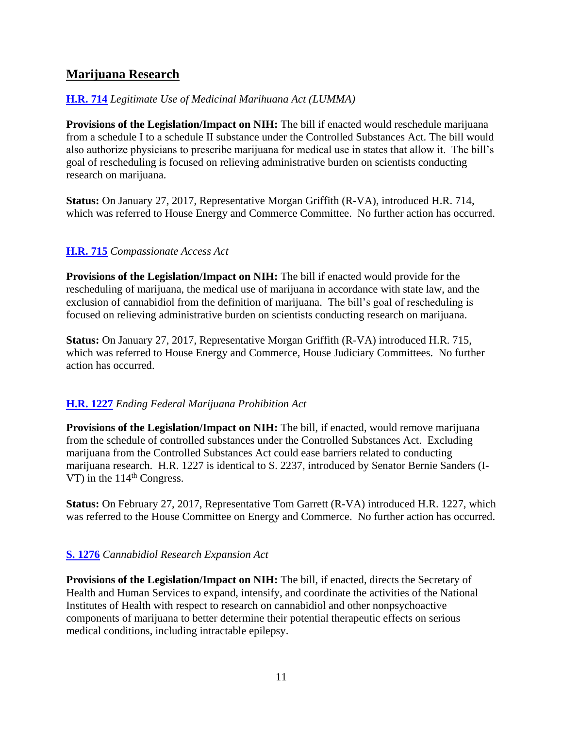## Marijuana Research

**H.R. 714** *Legitimate Use of Medicinal Marihuana Act (LUMMA)*

**Provisions of the Legislation/Impact on NIH:** The bill if enacted would reschedule marijuana from a schedule I to a schedule II substance under the Controlled Substances Act. The bill would also authorize physicians to prescribe marijuana for medical use in states that allow it. The bill's goal of rescheduling is focused on relieving administrative burden on scientists conducting research on marijuana.

**Status:** On January 27, 2017, Representative Morgan Griffith (R-VA), introduced H.R. 714, which was referred to House Energy and Commerce Committee. No further action has occurred.

**H.R. 715** *Compassionate Access Act*

**Provisions of the Legislation/Impact on NIH:** The bill if enacted would provide for the rescheduling of marijuana, the medical use of marijuana in accordance with state law, and the exclusion of cannabidiol from the definition of marijuana. The bill's goal of rescheduling is focused on relieving administrative burden on scientists conducting research on marijuana.

**Status:** On January 27, 2017, Representative Morgan Griffith (R-VA) introduced H.R. 715, which was referred to House Energy and Commerce, House Judiciary Committees. No further action has occurred.

**H.R. 1227** *Ending Federal Marijuana Prohibition Act*

**Provisions of the Legislation/Impact on NIH:** The bill, if enacted, would remove marijuana from the schedule of controlled substances under the Controlled Substances Act. Excluding marijuana from the Controlled Substances Act could ease barriers related to conducting marijuana research. H.R. 1227 is identical to S. 2237, introduced by Senator Bernie Sanders (I-VT) in the 114th Congress.

**Status:** On February 27, 2017, Representative Tom Garrett (R-VA) introduced H.R. 1227, which was referred to the House Committee on Energy and Commerce. No further action has occurred.

**S. 1276** *Cannabidiol Research Expansion Act*

**Provisions of the Legislation/Impact on NIH:** The bill, if enacted, directs the Secretary of Health and Human Services to expand, intensify, and coordinate the activities of the National Institutes of Health with respect to research on cannabidiol and other nonpsychoactive components of marijuana to better determine their potential therapeutic effects on serious medical conditions, including intractable epilepsy.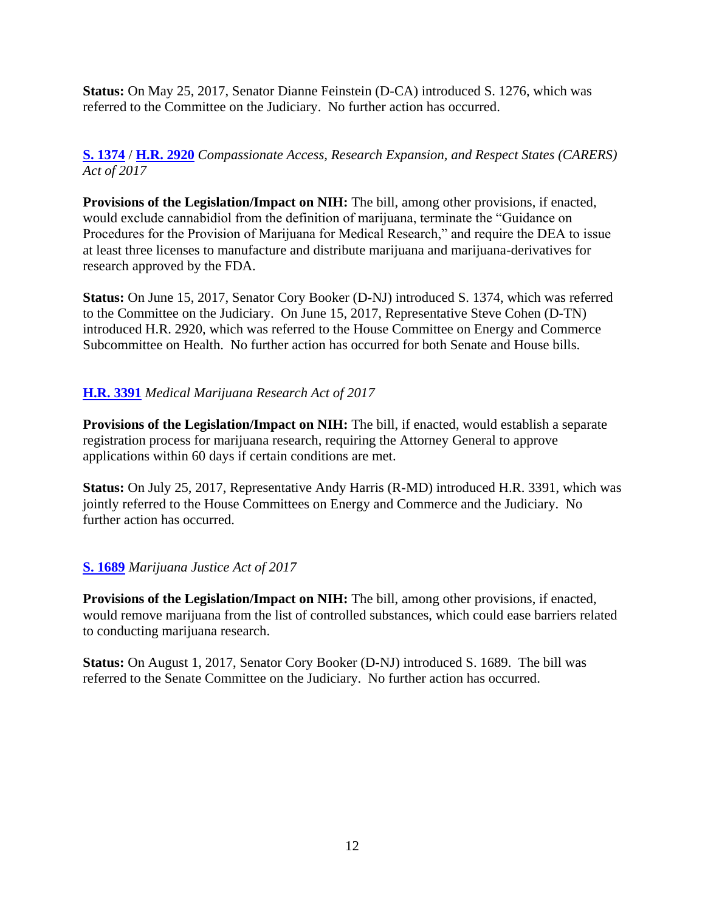**Status:** On May 25, 2017, Senator Dianne Feinstein (D-CA) introduced S. 1276, which was referred to the Committee on the Judiciary. No further action has occurred.

**S. 1374** / **H.R. 2920** *Compassionate Access, Research Expansion, and Respect States (CARERS) Act of 2017*

**Provisions of the Legislation/Impact on NIH:** The bill, among other provisions, if enacted, would exclude cannabidiol from the definition of marijuana, terminate the "Guidance on Procedures for the Provision of Marijuana for Medical Research," and require the DEA to issue at least three licenses to manufacture and distribute marijuana and marijuana-derivatives for research approved by the FDA.

**Status:** On June 15, 2017, Senator Cory Booker (D-NJ) introduced S. 1374, which was referred to the Committee on the Judiciary. On June 15, 2017, Representative Steve Cohen (D-TN) introduced H.R. 2920, which was referred to the House Committee on Energy and Commerce Subcommittee on Health. No further action has occurred for both Senate and House bills.

**H.R. 3391** *Medical Marijuana Research Act of 2017*

**Provisions of the Legislation/Impact on NIH:** The bill, if enacted, would establish a separate registration process for marijuana research, requiring the Attorney General to approve applications within 60 days if certain conditions are met.

**Status:** On July 25, 2017, Representative Andy Harris (R-MD) introduced H.R. 3391, which was jointly referred to the House Committees on Energy and Commerce and the Judiciary. No further action has occurred.

**S. 1689** *Marijuana Justice Act of 2017*

**Provisions of the Legislation/Impact on NIH:** The bill, among other provisions, if enacted, would remove marijuana from the list of controlled substances, which could ease barriers related to conducting marijuana research.

**Status:** On August 1, 2017, Senator Cory Booker (D-NJ) introduced S. 1689. The bill was referred to the Senate Committee on the Judiciary. No further action has occurred.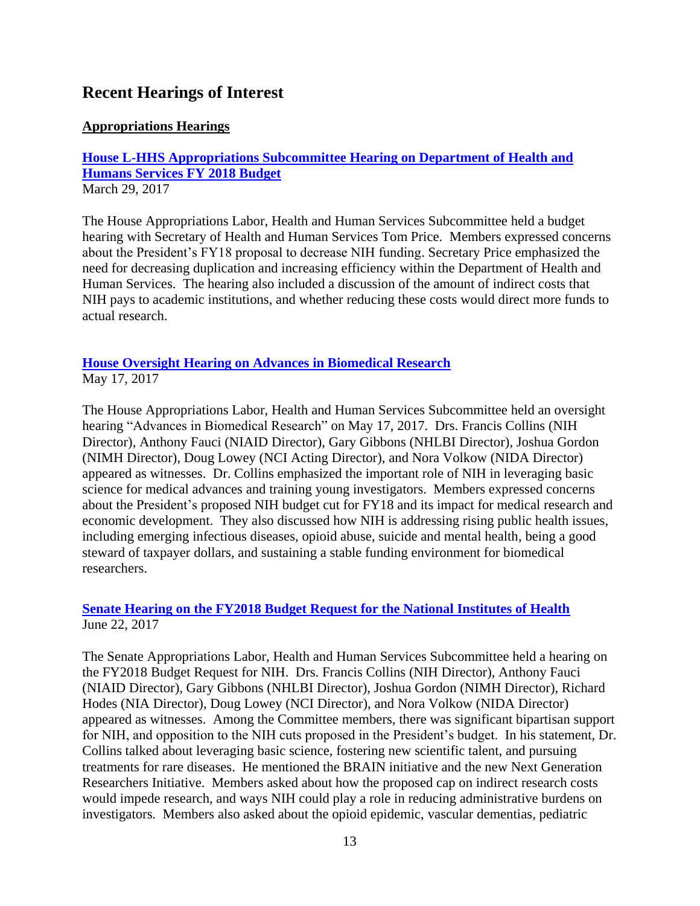# Recent Hearings of Interest

## Appropriations Hearings

### House L-HHS Appropriations Subcommittee Hearing on Department of Health and Humans Services FY 2018 Budget

March 29, 2017

The House Appropriations Labor, Health and Human Services Subcommittee held a budget hearing with Secretary of Health and Human Services Tom Price. Members expressed concerns about the President's FY18 proposal to decrease NIH funding. Secretary Price emphasized the need for decreasing duplication and increasing efficiency within the Department of Health and Human Services. The hearing also included a discussion of the amount of indirect costs that NIH pays to academic institutions, and whether reducing these costs would direct more funds to actual research.

### House Oversight Hearing on Advances in Biomedical Research

May 17, 2017

The House Appropriations Labor, Health and Human Services Subcommittee held an oversight hearing "Advances in Biomedical Research" on May 17, 2017. Drs. Francis Collins (NIH Director), Anthony Fauci (NIAID Director), Gary Gibbons (NHLBI Director), Joshua Gordon (NIMH Director), Doug Lowey (NCI Acting Director), and Nora Volkow (NIDA Director) appeared as witnesses. Dr. Collins emphasized the important role of NIH in leveraging basic science for medical advances and training young investigators. Members expressed concerns about the President's proposed NIH budget cut for FY18 and its impact for medical research and economic development. They also discussed how NIH is addressing rising public health issues, including emerging infectious diseases, opioid abuse, suicide and mental health, being a good steward of taxpayer dollars, and sustaining a stable funding environment for biomedical researchers.

### Senate Hearing on the FY2018 Budget Request for the National Institutes of Health

June 22, 2017

The Senate Appropriations Labor, Health and Human Services Subcommittee held a hearing on the FY2018 Budget Request for NIH. Drs. Francis Collins (NIH Director), Anthony Fauci (NIAID Director), Gary Gibbons (NHLBI Director), Joshua Gordon (NIMH Director), Richard Hodes (NIA Director), Doug Lowey (NCI Director), and Nora Volkow (NIDA Director) appeared as witnesses. Among the Committee members, there was significant bipartisan support for NIH, and opposition to the NIH cuts proposed in the President's budget. In his statement, Dr. Collins talked about leveraging basic science, fostering new scientific talent, and pursuing treatments for rare diseases. He mentioned the BRAIN initiative and the new Next Generation Researchers Initiative. Members asked about how the proposed cap on indirect research costs would impede research, and ways NIH could play a role in reducing administrative burdens on investigators. Members also asked about the opioid epidemic, vascular dementias, pediatric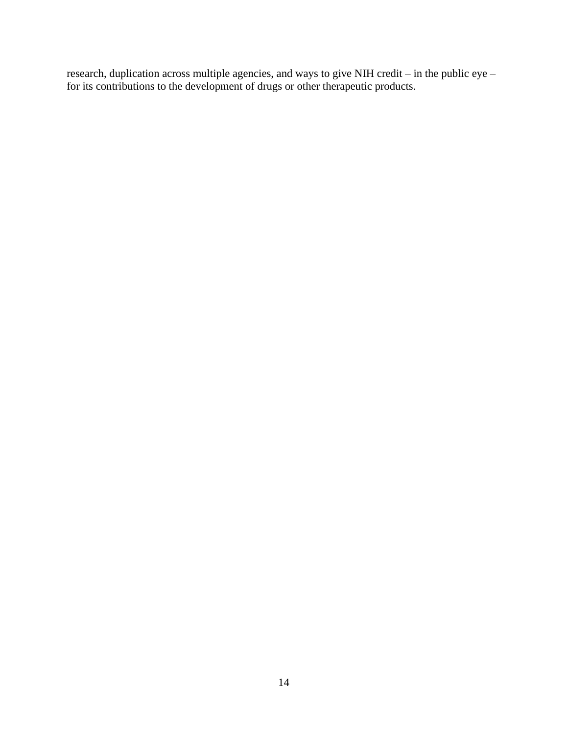research, duplication across multiple agencies, and ways to give NIH credit – in the public eye – for its contributions to the development of drugs or other therapeutic products.